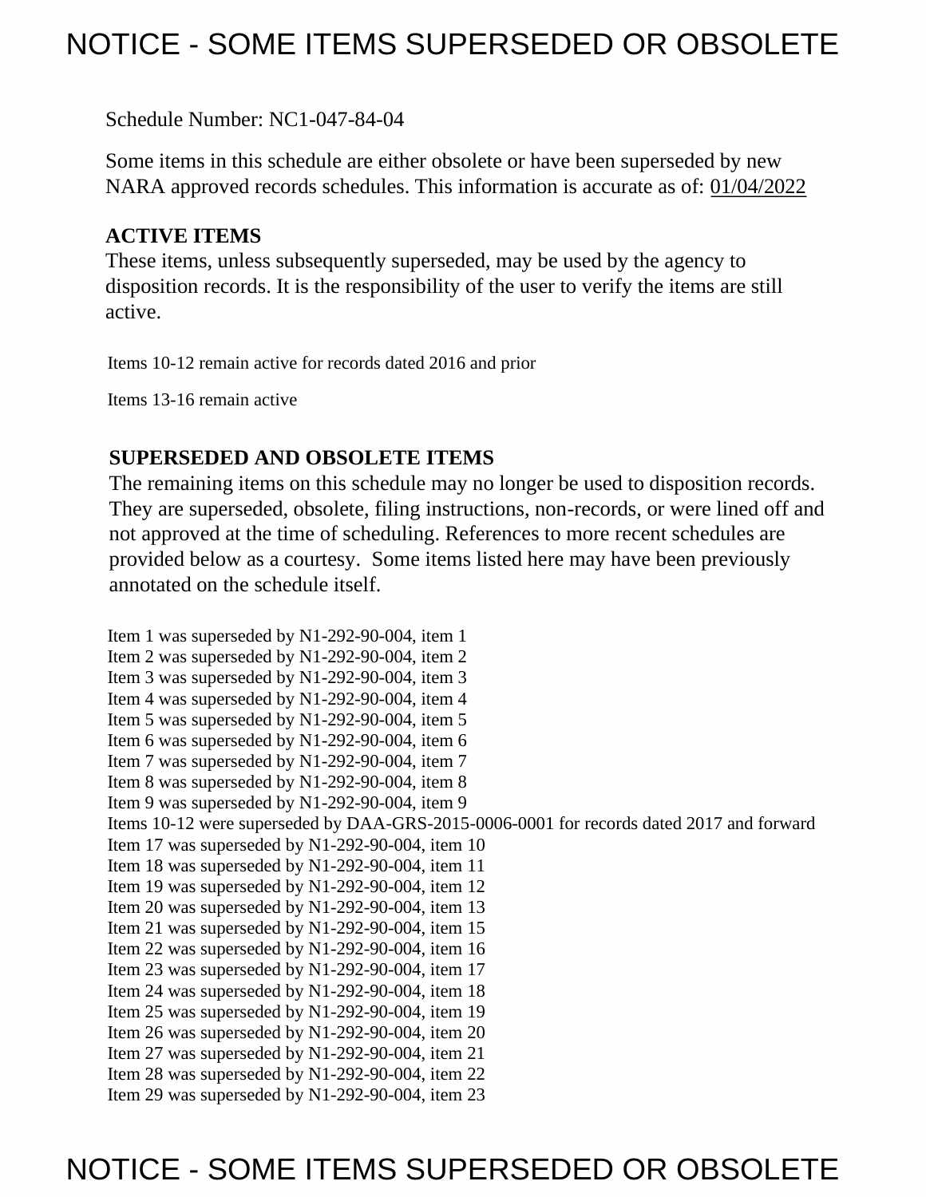# NOTICE - SOME ITEMS SUPERSEDED OR OBSOLETE

Schedule Number: NC1-047-84-04

Some items in this schedule are either obsolete or have been superseded by new NARA approved records schedules. This information is accurate as of: 01/04/2022

**ACTIVE ITEMS**

These items, unless subsequently superseded, may be used by the agency to disposition records. It is the responsibility of the user to verify the items are still active.

Items 10-12 remain active for records dated 2016 and prior

Items 13-16 remain active

**SUPERSEDED AND OBSOLETE ITEMS**

The remaining items on this schedule may no longer be used to disposition records. They are superseded, obsolete, filing instructions, non-records, or were lined off and not approved at the time of scheduling. References to more recent schedules are provided below as a courtesy. Some items listed here may have been previously annotated on the schedule itself.

Item 1 was superseded by N1-292-90-004, item 1
Item 2 was superseded by N1-292-90-004, item 2
Item 3 was superseded by N1-292-90-004, item 3
Item 4 was superseded by N1-292-90-004, item 4
Item 5 was superseded by N1-292-90-004, item 5
Item 6 was superseded by N1-292-90-004, item 6
Item 7 was superseded by N1-292-90-004, item 7
Item 8 was superseded by N1-292-90-004, item 8
Item 9 was superseded by N1-292-90-004, item 9
Items 10-12 were superseded by DAA-GRS-2015-0006-0001 for records dated 2017 and forward
Item 17 was superseded by N1-292-90-004, item 10
Item 18 was superseded by N1-292-90-004, item 11
Item 19 was superseded by N1-292-90-004, item 12
Item 20 was superseded by N1-292-90-004, item 13
Item 21 was superseded by N1-292-90-004, item 15
Item 22 was superseded by N1-292-90-004, item 16
Item 23 was superseded by N1-292-90-004, item 17
Item 24 was superseded by N1-292-90-004, item 18
Item 25 was superseded by N1-292-90-004, item 19
Item 26 was superseded by N1-292-90-004, item 20
Item 27 was superseded by N1-292-90-004, item 21
Item 28 was superseded by N1-292-90-004, item 22
Item 29 was superseded by N1-292-90-004, item 23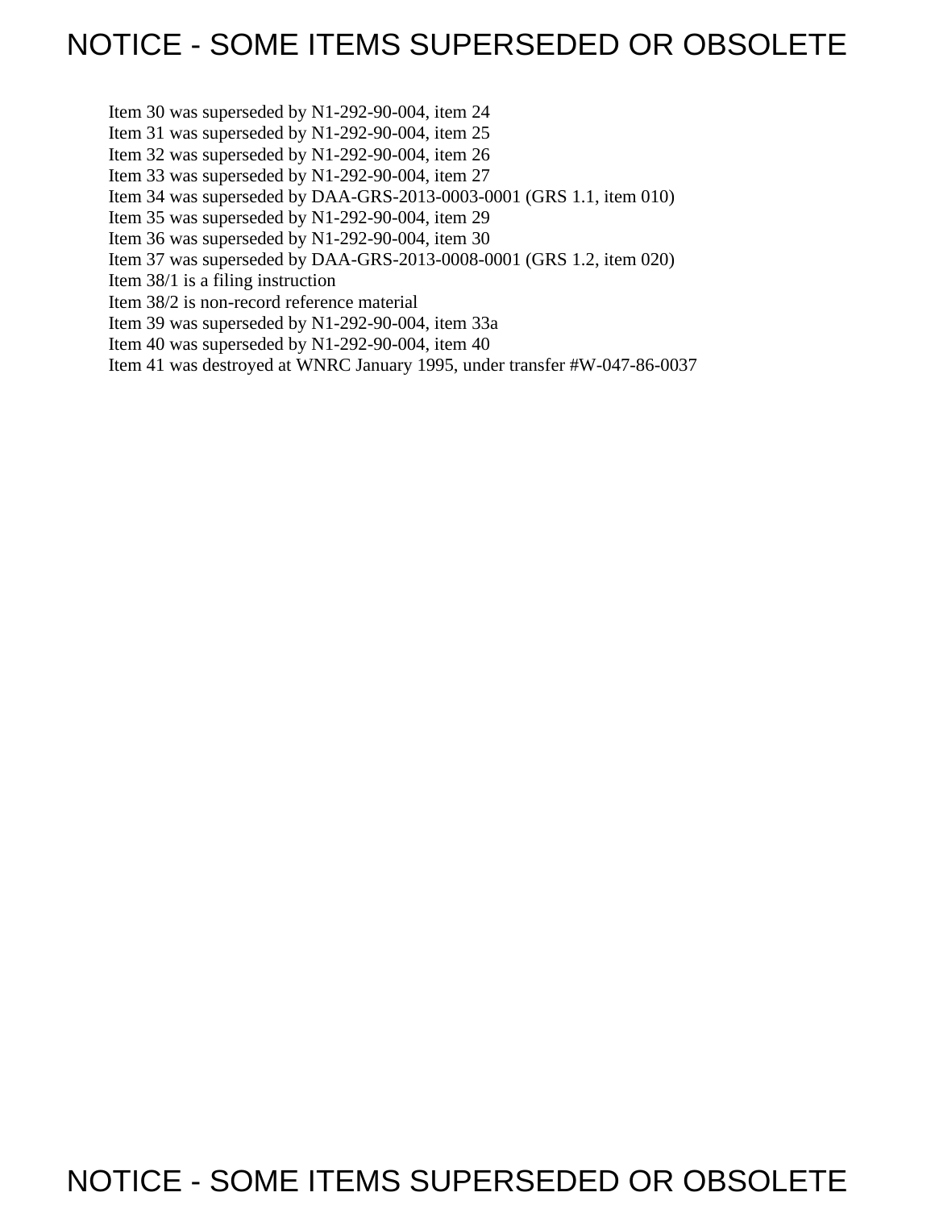# NOTICE - SOME ITEMS SUPERSEDED OR OBSOLETE

Item 30 was superseded by N1-292-90-004, item 24
Item 31 was superseded by N1-292-90-004, item 25
Item 32 was superseded by N1-292-90-004, item 26
Item 33 was superseded by N1-292-90-004, item 27
Item 34 was superseded by DAA-GRS-2013-0003-0001 (GRS 1.1, item 010)
Item 35 was superseded by N1-292-90-004, item 29
Item 36 was superseded by N1-292-90-004, item 30
Item 37 was superseded by DAA-GRS-2013-0008-0001 (GRS 1.2, item 020)
Item 38/1 is a filing instruction
Item 38/2 is non-record reference material
Item 39 was superseded by N1-292-90-004, item 33a
Item 40 was superseded by N1-292-90-004, item 40
Item 41 was destroyed at WNRC January 1995, under transfer #W-047-86-0037

NOTICE - SOME ITEMS SUPERSEDED OR OBSOLETE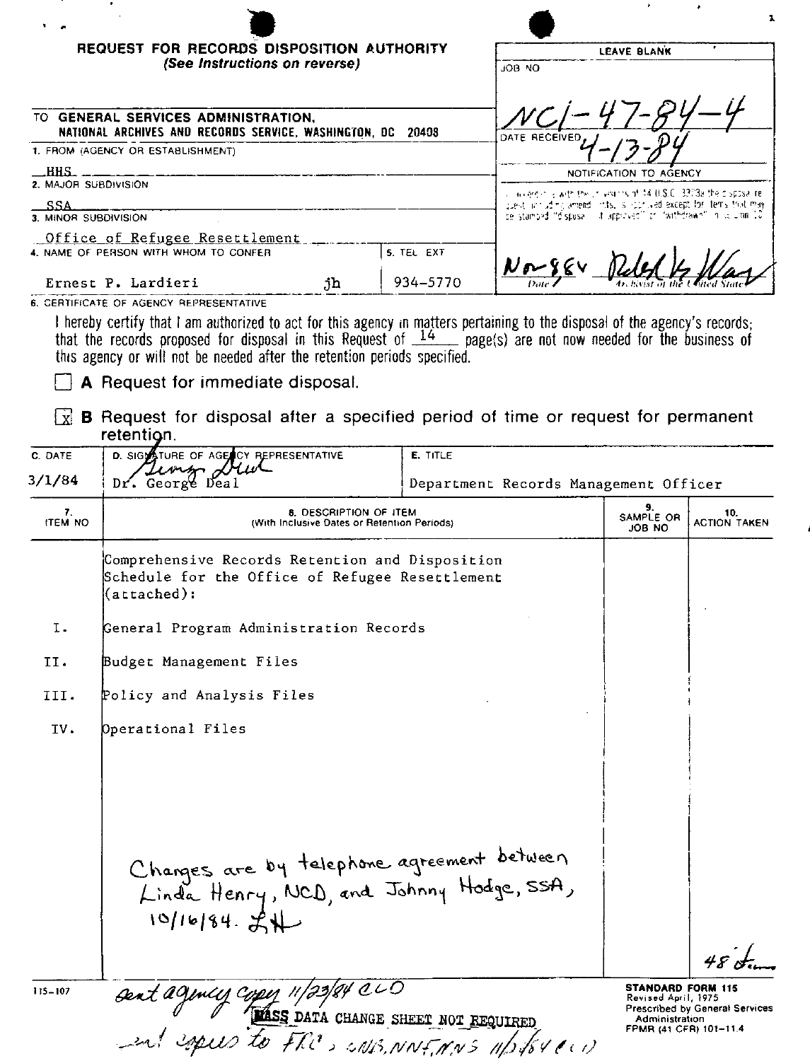# REQUEST FOR RECORDS DISPOSITION AUTHORITY
*(See Instructions on reverse)*

| LEAVE BLANK |
|---|
| JOB NO NC1-47-84-4 |
| DATE RECEIVED 4-13-84 |
| NOTIFICATION TO AGENCY |
| In accordance with the provisions of 44 U.S.C. 3303a the disposal request, including amendments, is approved except for items that may be stamped "disposal not approved" or "withdrawn" in column 10. |
| Nov 84 [signature] Date / Archivist of the United States |

TO GENERAL SERVICES ADMINISTRATION, NATIONAL ARCHIVES AND RECORDS SERVICE, WASHINGTON, DC 20408

1. FROM (AGENCY OR ESTABLISHMENT)
HHS

2. MAJOR SUBDIVISION
SSA

3. MINOR SUBDIVISION
Office of Refugee Resettlement

4. NAME OF PERSON WITH WHOM TO CONFER
Ernest P. Lardieri jh

5. TEL EXT
934-5770

6. CERTIFICATE OF AGENCY REPRESENTATIVE

I hereby certify that I am authorized to act for this agency in matters pertaining to the disposal of the agency's records; that the records proposed for disposal in this Request of 14 page(s) are not now needed for the business of this agency or will not be needed after the retention periods specified.

☐ **A** Request for immediate disposal.

☒ **B** Request for disposal after a specified period of time or request for permanent retention.

| C. DATE | D. SIGNATURE OF AGENCY REPRESENTATIVE | E. TITLE |
|---|---|---|
| 3/1/84 | [signature] Dr. George Deal | Department Records Management Officer |

| 7. ITEM NO | 8. DESCRIPTION OF ITEM (With Inclusive Dates or Retention Periods) | 9. SAMPLE OR JOB NO | 10. ACTION TAKEN |
|---|---|---|---|
| | Comprehensive Records Retention and Disposition Schedule for the Office of Refugee Resettlement (attached): | | |
| I. | General Program Administration Records | | |
| II. | Budget Management Files | | |
| III. | Policy and Analysis Files | | |
| IV. | Operational Files | | |
| | Changes are by telephone agreement between Linda Henry, NCD, and Johnny Hodge, SSA, 10/16/84. LH | | 48 items |

115-107

sent agency copy 11/23/84 CLO

NASS DATA CHANGE SHEET NOT REQUIRED

and copies to FRC, NNB, NNF, NNS 11/23/84 CLO

**STANDARD FORM 115**
Revised April, 1975
Prescribed by General Services Administration
FPMR (41 CFR) 101-11.4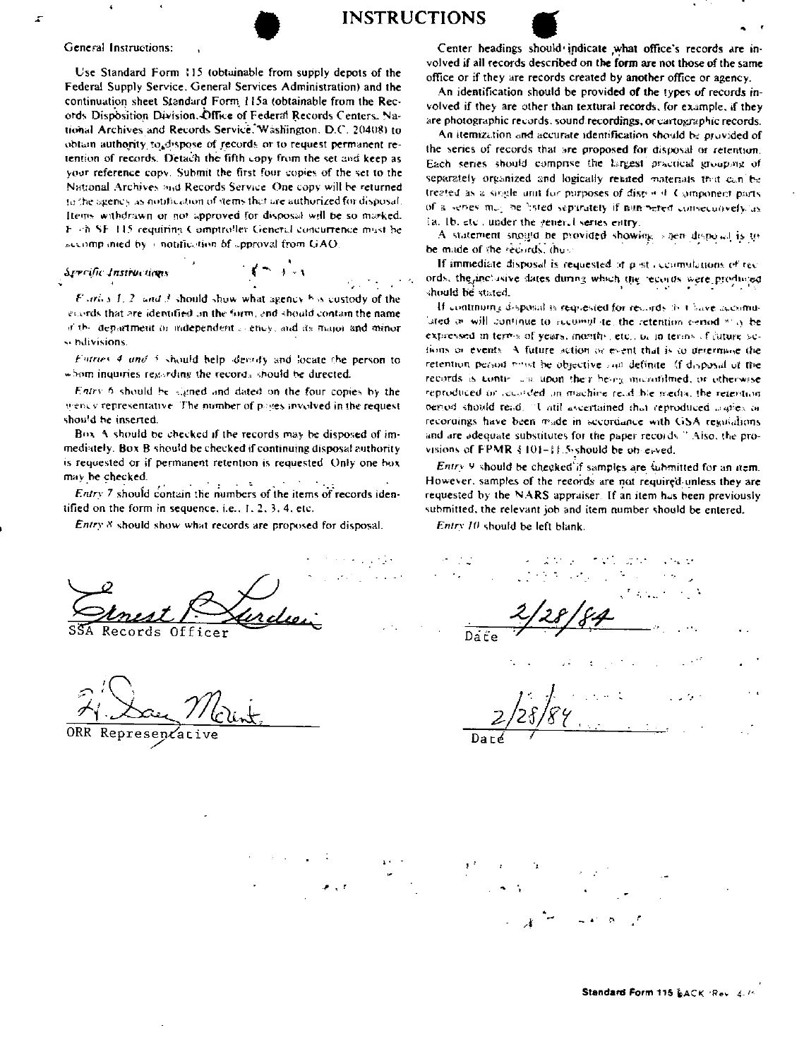# INSTRUCTIONS

General Instructions:

Use Standard Form 115 (obtainable from supply depots of the Federal Supply Service, General Services Administration) and the continuation sheet Standard Form 115a (obtainable from the Records Disposition Division, Office of Federal Records Centers, National Archives and Records Service, Washington, D.C. 20408) to obtain authority to dispose of records or to request permanent retention of records. Detach the fifth copy from the set and keep as your reference copy. Submit the first four copies of the set to the National Archives and Records Service. One copy will be returned to the agency as notification of items that are authorized for disposal. Items withdrawn or not approved for disposal will be so marked. Each SF 115 requiring Comptroller General concurrence must be accompanied by a notification of approval from GAO.

*Specific Instructions*

*Entries 1, 2 and 3* should show what agency has custody of the records that are identified on the form, and should contain the name of the department or independent agency, and its major and minor subdivisions.

*Entries 4 and 5* should help identify and locate the person to whom inquiries regarding the records should be directed.

*Entry 6* should be signed and dated on the four copies by the agency representative. The number of pages involved in the request should be inserted.

Box A should be checked if the records may be disposed of immediately. Box B should be checked if continuing disposal authority is requested or if permanent retention is requested. Only one box may be checked.

*Entry 7* should contain the numbers of the items of records identified on the form in sequence, i.e., 1, 2, 3, 4, etc.

*Entry 8* should show what records are proposed for disposal.

Center headings should indicate what office's records are involved if all records described on the form are not those of the same office or if they are records created by another office or agency.

An identification should be provided of the types of records involved if they are other than textural records, for example, if they are photographic records, sound recordings, or cartographic records.

An itemization and accurate identification should be provided of the series of records that are proposed for disposal or retention. Each series should comprise the largest practical grouping of separately organized and logically related materials that can be treated as a single unit for purposes of disposal. Component parts of a series may be listed separately if numbered consecutively as 1a, 1b, etc., under the general series entry.

A statement should be provided showing when disposal is to be made of the records, thus:

If immediate disposal is requested of past accumulations of records, the inclusive dates during which the records were produced should be stated.

If continuing disposal is requested for records that have accumulated or will continue to accumulate, the retention period may be expressed in terms of years, months, etc., or in terms of future actions or events. A future action or event that is to determine the retention period must be objective and definite. If disposal of the records is contingent upon their being microfilmed, or otherwise reproduced or recorded on machine readable media, the retention period should read: "Until ascertained that reproduced copies or recordings have been made in accordance with GSA regulations and are adequate substitutes for the paper records." Also, the provisions of FPMR § 101-11.5 should be observed.

*Entry 9* should be checked if samples are submitted for an item. However, samples of the records are not required unless they are requested by the NARS appraiser. If an item has been previously submitted, the relevant job and item number should be entered.

*Entry 10* should be left blank.

Ernest P. Lurdes (signature)
SSA Records Officer

2/28/84
Date

H. Day Mount (signature)
ORR Representative

2/28/84
Date

Standard Form 115 BACK (Rev. 4-75)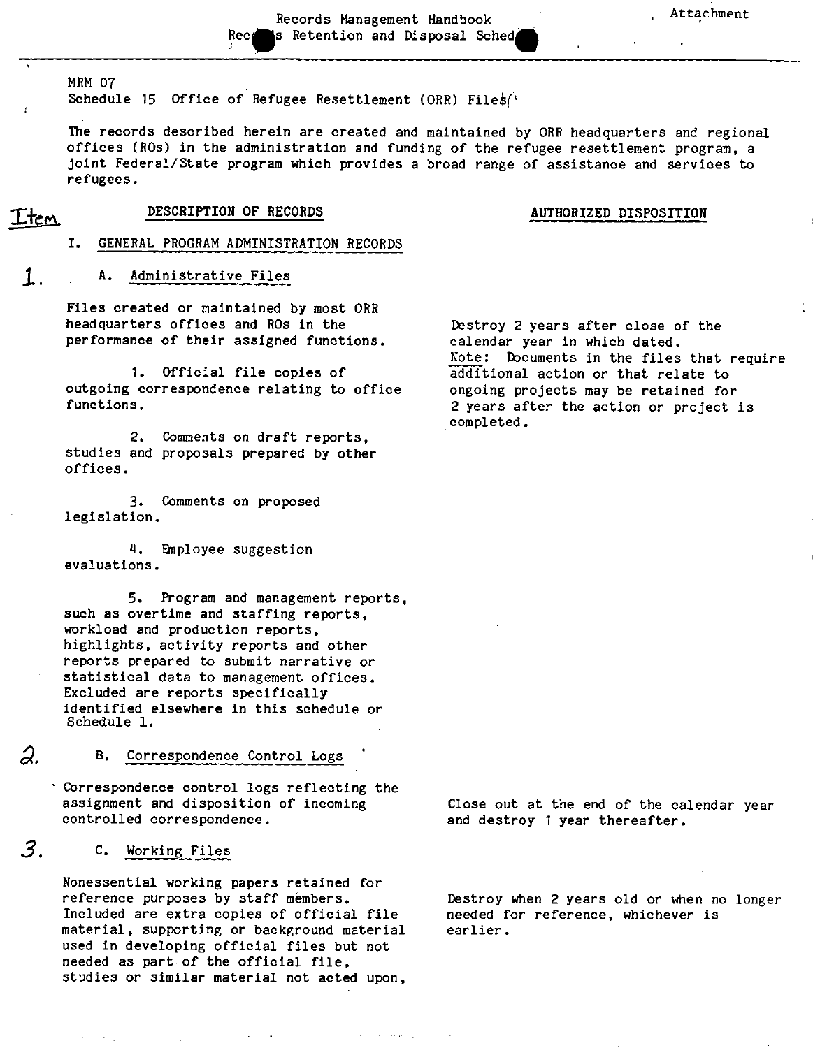MRM 07
Schedule 15 Office of Refugee Resettlement (ORR) Files

The records described herein are created and maintained by ORR headquarters and regional offices (ROs) in the administration and funding of the refugee resettlement program, a joint Federal/State program which provides a broad range of assistance and services to refugees.

| Item | DESCRIPTION OF RECORDS | AUTHORIZED DISPOSITION |
|---|---|---|
| | I. GENERAL PROGRAM ADMINISTRATION RECORDS | |
| 1. | A. Administrative Files<br><br>Files created or maintained by most ORR headquarters offices and ROs in the performance of their assigned functions.<br><br>1. Official file copies of outgoing correspondence relating to office functions.<br><br>2. Comments on draft reports, studies and proposals prepared by other offices.<br><br>3. Comments on proposed legislation.<br><br>4. Employee suggestion evaluations.<br><br>5. Program and management reports, such as overtime and staffing reports, workload and production reports, highlights, activity reports and other reports prepared to submit narrative or statistical data to management offices. Excluded are reports specifically identified elsewhere in this schedule or Schedule 1. | Destroy 2 years after close of the calendar year in which dated.<br>Note: Documents in the files that require additional action or that relate to ongoing projects may be retained for 2 years after the action or project is completed. |
| 2. | B. Correspondence Control Logs<br><br>Correspondence control logs reflecting the assignment and disposition of incoming controlled correspondence. | Close out at the end of the calendar year and destroy 1 year thereafter. |
| 3. | C. Working Files<br><br>Nonessential working papers retained for reference purposes by staff members. Included are extra copies of official file material, supporting or background material used in developing official files but not needed as part of the official file, studies or similar material not acted upon, | Destroy when 2 years old or when no longer needed for reference, whichever is earlier. |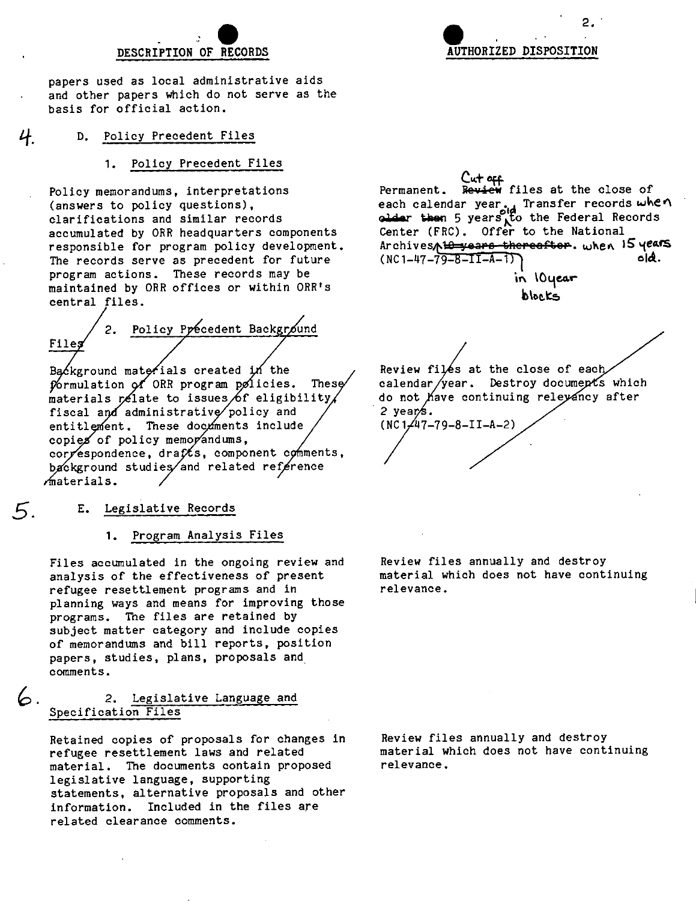| DESCRIPTION OF RECORDS | AUTHORIZED DISPOSITION |
|---|---|
| papers used as local administrative aids and other papers which do not serve as the basis for official action. | |
| 4. D. Policy Precedent Files | |
| 1. Policy Precedent Files | |
| Policy memorandums, interpretations (answers to policy questions), clarifications and similar records accumulated by ORR headquarters components responsible for program policy development. The records serve as precedent for future program actions. These records may be maintained by ORR offices or within ORR's central files. | Permanent. Cut off ~~Review~~ files at the close of each calendar year. Transfer records when ~~older than~~ 5 years old to the Federal Records Center (FRC). Offer to the National Archives in 10 year blocks ~~10 years thereafter~~. when 15 years old. (NC1-47-79-8-II-A-1) |
| ~~2. Policy Precedent Background Files~~ | |
| ~~Background materials created in the formulation of ORR program policies. These materials relate to issues of eligibility, fiscal and administrative policy and entitlement. These documents include copies of policy memorandums, correspondence, drafts, component comments, background studies and related reference materials.~~ | ~~Review files at the close of each calendar year. Destroy documents which do not have continuing relevancy after 2 years. (NC1-47-79-8-II-A-2)~~ |
| 5. E. Legislative Records | |
| 1. Program Analysis Files | |
| Files accumulated in the ongoing review and analysis of the effectiveness of present refugee resettlement programs and in planning ways and means for improving those programs. The files are retained by subject matter category and include copies of memorandums and bill reports, position papers, studies, plans, proposals and comments. | Review files annually and destroy material which does not have continuing relevance. |
| 6. 2. Legislative Language and Specification Files | |
| Retained copies of proposals for changes in refugee resettlement laws and related material. The documents contain proposed legislative language, supporting statements, alternative proposals and other information. Included in the files are related clearance comments. | Review files annually and destroy material which does not have continuing relevance. |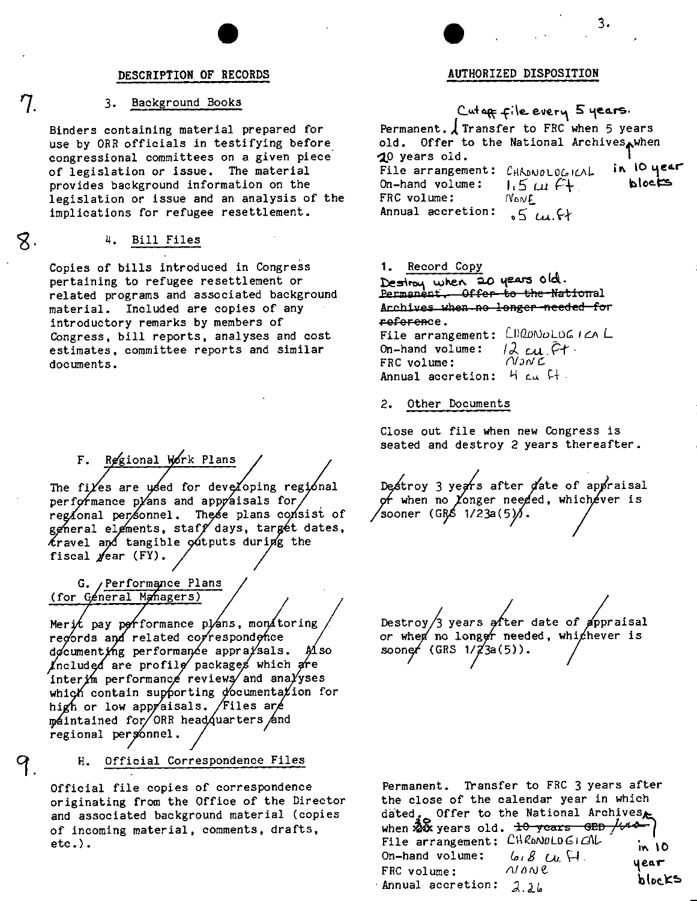| DESCRIPTION OF RECORDS | AUTHORIZED DISPOSITION |
|---|---|
| 7. 3. Background Books<br><br>Binders containing material prepared for use by ORR officials in testifying before congressional committees on a given piece of legislation or issue. The material provides background information on the legislation or issue and an analysis of the implications for refugee resettlement. | Permanent. Cutoff file every 5 years. Transfer to FRC when 5 years old. Offer to the National Archives in 10 year blocks when 10 years old.<br>File arrangement: CHRONOLOGICAL<br>On-hand volume: 1.5 cu ft<br>FRC volume: NONE<br>Annual accretion: .5 cu. ft |
| 8. 4. Bill Files<br><br>Copies of bills introduced in Congress pertaining to refugee resettlement or related programs and associated background material. Included are copies of any introductory remarks by members of Congress, bill reports, analyses and cost estimates, committee reports and similar documents. | 1. Record Copy<br>Destroy when 20 years old.<br>~~Permanent. Offer to the National Archives when no longer needed for reference.~~<br>File arrangement: CHRONOLOGICAL<br>On-hand volume: 12 cu. ft.<br>FRC volume: NONE<br>Annual accretion: 4 cu ft.<br><br>2. Other Documents<br><br>Close out file when new Congress is seated and destroy 2 years thereafter. |
| ~~F. Regional Work Plans~~<br><br>~~The files are used for developing regional performance plans and appraisals for regional personnel. These plans consist of general elements, staff days, target dates, travel and tangible outputs during the fiscal year (FY).~~ | ~~Destroy 3 years after date of appraisal or when no longer needed, whichever is sooner (GRS 1/23a(5)).~~ |
| ~~G. Performance Plans (for General Managers)~~<br><br>~~Merit pay performance plans, monitoring records and related correspondence documenting performance appraisals. Also included are profile packages which are interim performance reviews and analyses which contain supporting documentation for high or low appraisals. Files are maintained for ORR headquarters and regional personnel.~~ | ~~Destroy 3 years after date of appraisal or when no longer needed, whichever is sooner (GRS 1/23a(5)).~~ |
| 9. H. Official Correspondence Files<br><br>Official file copies of correspondence originating from the Office of the Director and associated background material (copies of incoming material, comments, drafts, etc.). | Permanent. Transfer to FRC 3 years after the close of the calendar year in which dated. Offer to the National Archives in 10 year blocks when ~~20~~ 30 years old. ~~10 years GED/ARO~~<br>File arrangement: CHRONOLOGICAL<br>On-hand volume: 6.8 cu ft.<br>FRC volume: NONE<br>Annual accretion: 2.26 |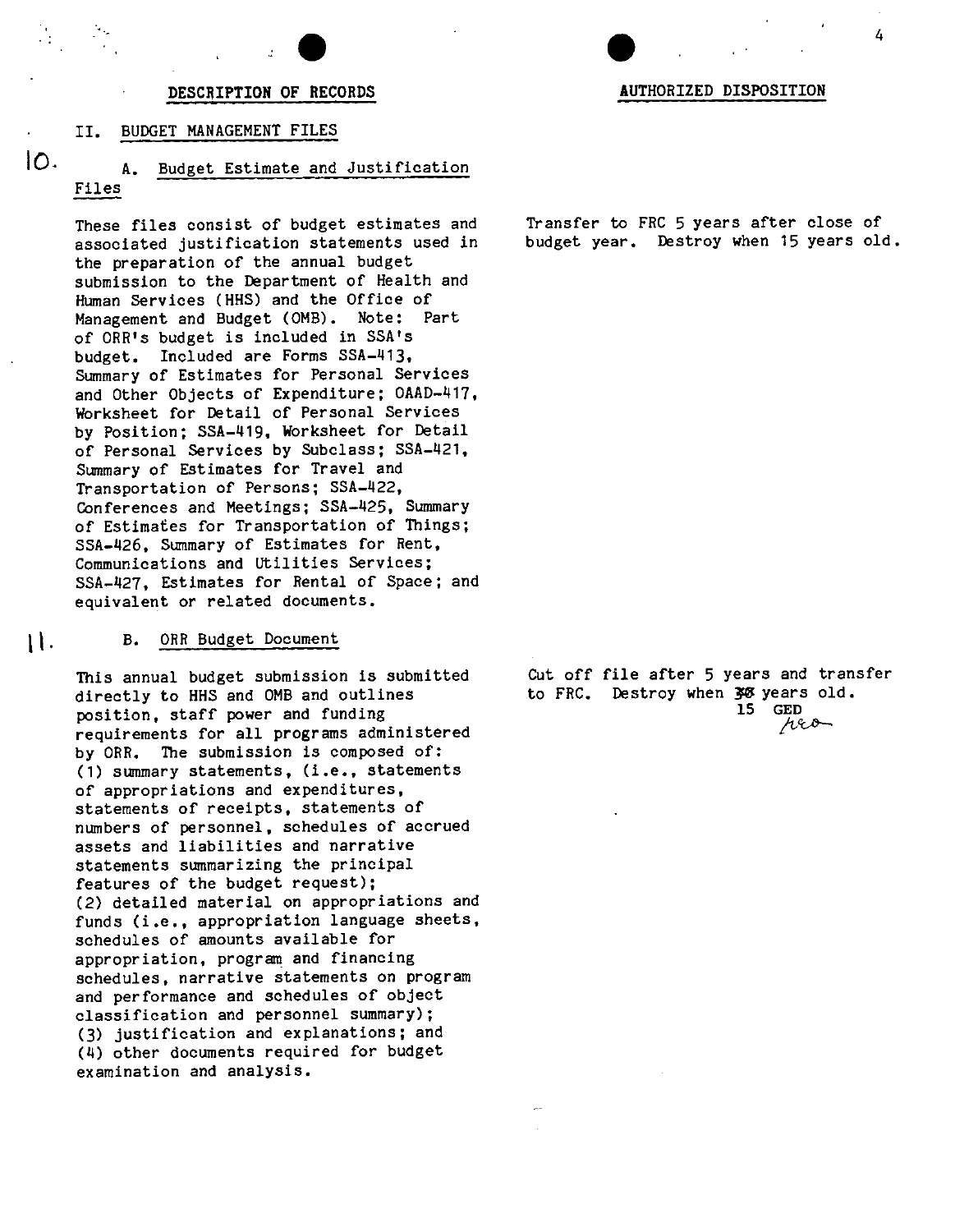| DESCRIPTION OF RECORDS | AUTHORIZED DISPOSITION |
|---|---|
| **II. BUDGET MANAGEMENT FILES** | |
| 10. A. Budget Estimate and Justification Files | |
| These files consist of budget estimates and associated justification statements used in the preparation of the annual budget submission to the Department of Health and Human Services (HHS) and the Office of Management and Budget (OMB). Note: Part of ORR's budget is included in SSA's budget. Included are Forms SSA-413, Summary of Estimates for Personal Services and Other Objects of Expenditure; OAAD-417, Worksheet for Detail of Personal Services by Position; SSA-419, Worksheet for Detail of Personal Services by Subclass; SSA-421, Summary of Estimates for Travel and Transportation of Persons; SSA-422, Conferences and Meetings; SSA-425, Summary of Estimates for Transportation of Things; SSA-426, Summary of Estimates for Rent, Communications and Utilities Services; SSA-427, Estimates for Rental of Space; and equivalent or related documents. | Transfer to FRC 5 years after close of budget year. Destroy when 15 years old. |
| 11. B. ORR Budget Document | |
| This annual budget submission is submitted directly to HHS and OMB and outlines position, staff power and funding requirements for all programs administered by ORR. The submission is composed of: (1) summary statements, (i.e., statements of appropriations and expenditures, statements of receipts, statements of numbers of personnel, schedules of accrued assets and liabilities and narrative statements summarizing the principal features of the budget request); (2) detailed material on appropriations and funds (i.e., appropriation language sheets, schedules of amounts available for appropriation, program and financing schedules, narrative statements on program and performance and schedules of object classification and personnel summary); (3) justification and explanations; and (4) other documents required for budget examination and analysis. | Cut off file after 5 years and transfer to FRC. Destroy when ~~30~~ 15 years old. GED |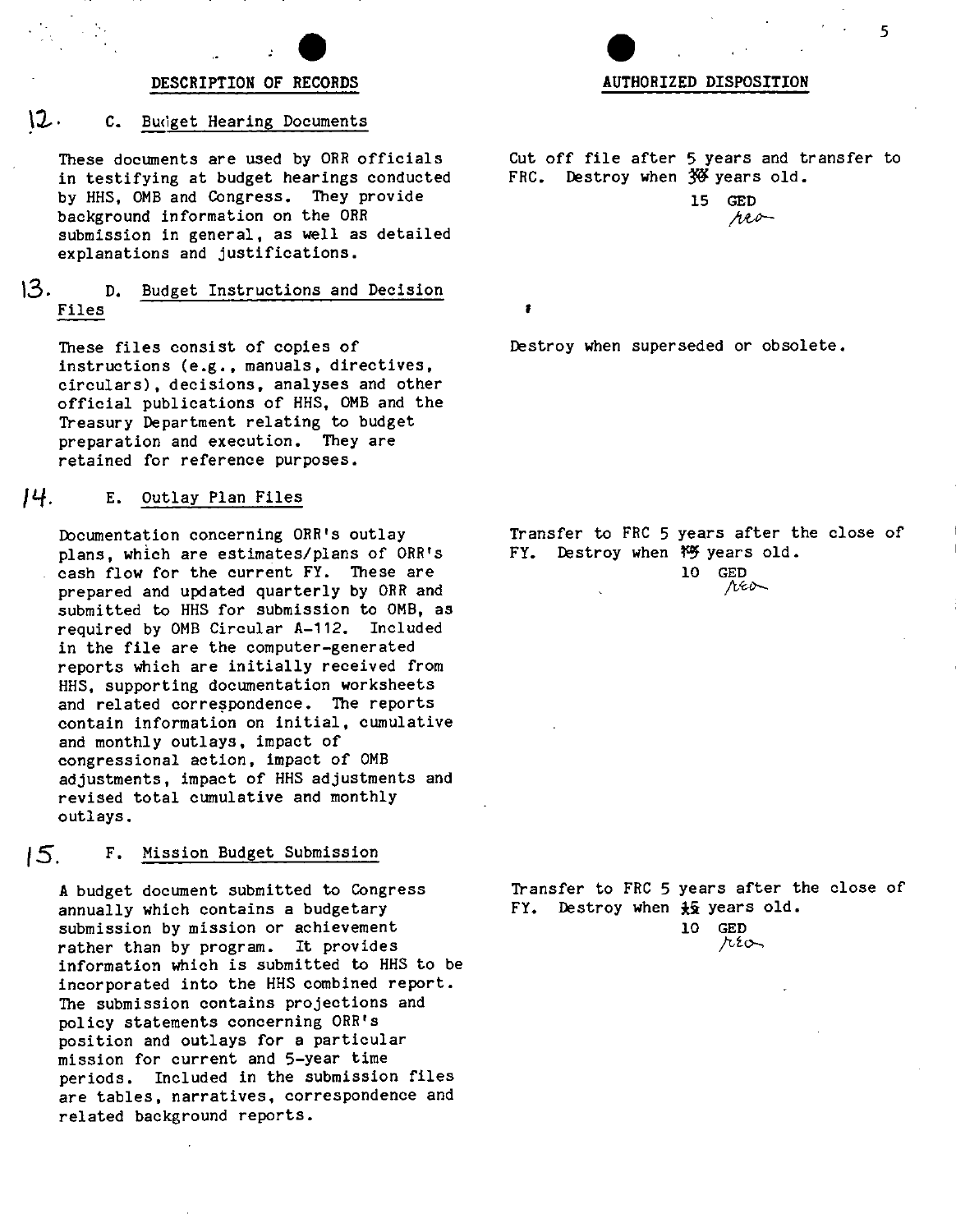| DESCRIPTION OF RECORDS | AUTHORIZED DISPOSITION |
|---|---|
| 12. C. Budget Hearing Documents<br><br>These documents are used by ORR officials in testifying at budget hearings conducted by HHS, OMB and Congress. They provide background information on the ORR submission in general, as well as detailed explanations and justifications. | Cut off file after 5 years and transfer to FRC. Destroy when ~~30~~ 15 years old.<br>GED |
| 13. D. Budget Instructions and Decision Files<br><br>These files consist of copies of instructions (e.g., manuals, directives, circulars), decisions, analyses and other official publications of HHS, OMB and the Treasury Department relating to budget preparation and execution. They are retained for reference purposes. | Destroy when superseded or obsolete. |
| 14. E. Outlay Plan Files<br><br>Documentation concerning ORR's outlay plans, which are estimates/plans of ORR's cash flow for the current FY. These are prepared and updated quarterly by ORR and submitted to HHS for submission to OMB, as required by OMB Circular A-112. Included in the file are the computer-generated reports which are initially received from HHS, supporting documentation worksheets and related correspondence. The reports contain information on initial, cumulative and monthly outlays, impact of congressional action, impact of OMB adjustments, impact of HHS adjustments and revised total cumulative and monthly outlays. | Transfer to FRC 5 years after the close of FY. Destroy when ~~15~~ 10 years old.<br>GED |
| 15. F. Mission Budget Submission<br><br>A budget document submitted to Congress annually which contains a budgetary submission by mission or achievement rather than by program. It provides information which is submitted to HHS to be incorporated into the HHS combined report. The submission contains projections and policy statements concerning ORR's position and outlays for a particular mission for current and 5-year time periods. Included in the submission files are tables, narratives, correspondence and related background reports. | Transfer to FRC 5 years after the close of FY. Destroy when ~~15~~ 10 years old.<br>GED |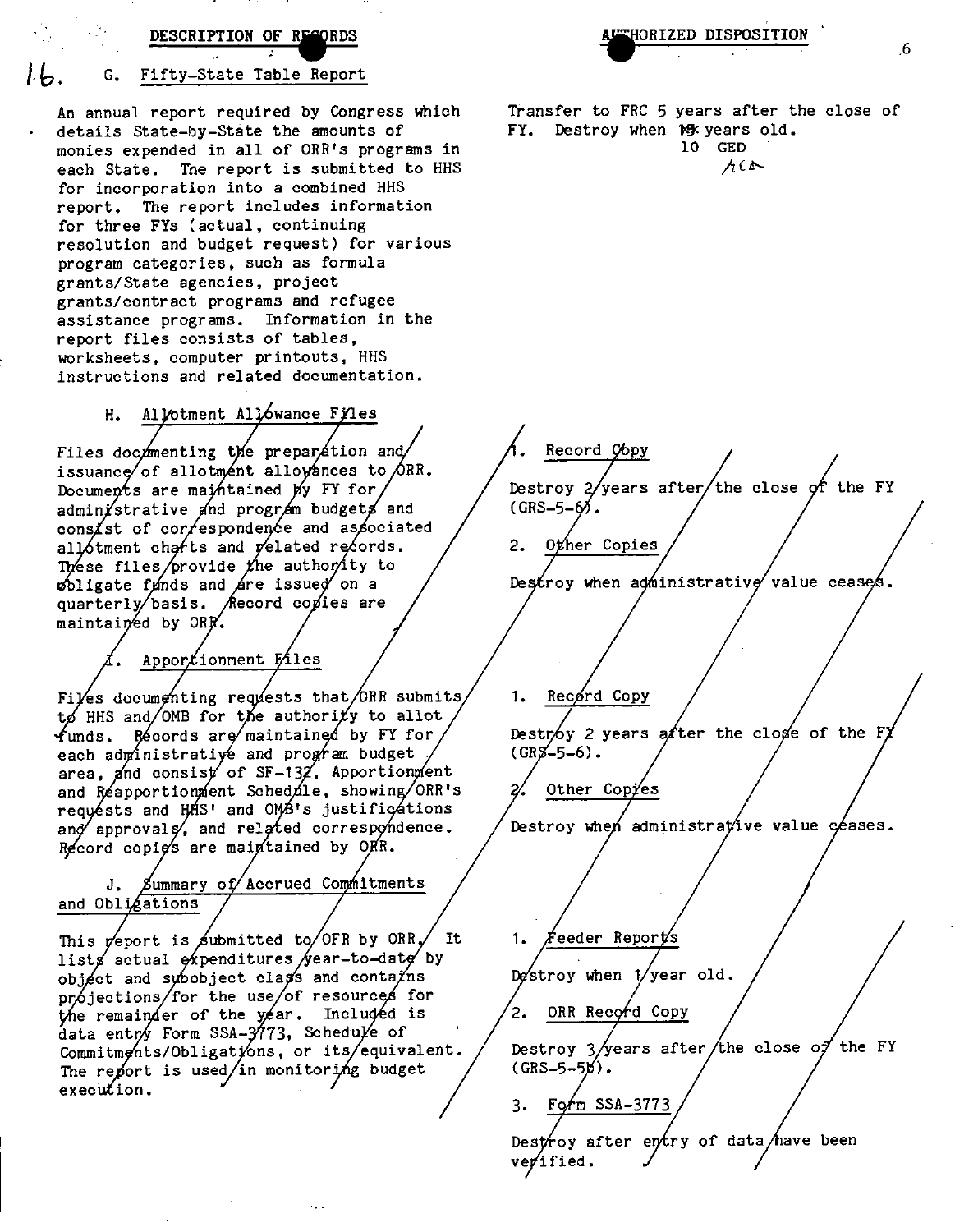| DESCRIPTION OF RECORDS | AUTHORIZED DISPOSITION |
|---|---|
| 16. G. Fifty-State Table Report<br><br>An annual report required by Congress which details State-by-State the amounts of monies expended in all of ORR's programs in each State. The report is submitted to HHS for incorporation into a combined HHS report. The report includes information for three FYs (actual, continuing resolution and budget request) for various program categories, such as formula grants/State agencies, project grants/contract programs and refugee assistance programs. Information in the report files consists of tables, worksheets, computer printouts, HHS instructions and related documentation. | Transfer to FRC 5 years after the close of FY. Destroy when ~~15~~ 10 years old. GED |
| H. Allotment Allowance Files<br><br>Files documenting the preparation and issuance of allotment allowances to ORR. Documents are maintained by FY for administrative and program budgets and consist of correspondence and associated allotment charts and related records. These files provide the authority to obligate funds and are issued on a quarterly basis. Record copies are maintained by ORR. | 1. Record Copy<br><br>Destroy 2 years after the close of the FY (GRS-5-6).<br><br>2. Other Copies<br><br>Destroy when administrative value ceases. |
| I. Apportionment Files<br><br>Files documenting requests that ORR submits to HHS and OMB for the authority to allot funds. Records are maintained by FY for each administrative and program budget area, and consist of SF-132, Apportionment and Reapportionment Schedule, showing ORR's requests and HHS' and OMB's justifications and approvals, and related correspondence. Record copies are maintained by ORR. | 1. Record Copy<br><br>Destroy 2 years after the close of the FY (GRS-5-6).<br><br>2. Other Copies<br><br>Destroy when administrative value ceases. |
| J. Summary of Accrued Commitments and Obligations<br><br>This report is submitted to OFR by ORR. It lists actual expenditures year-to-date by object and subobject class and contains projections for the use of resources for the remainder of the year. Included is data entry Form SSA-3773, Schedule of Commitments/Obligations, or its equivalent. The report is used in monitoring budget execution. | 1. Feeder Reports<br><br>Destroy when 1 year old.<br><br>2. ORR Record Copy<br><br>Destroy 3 years after the close of the FY (GRS-5-5b).<br><br>3. Form SSA-3773<br><br>Destroy after entry of data have been verified. |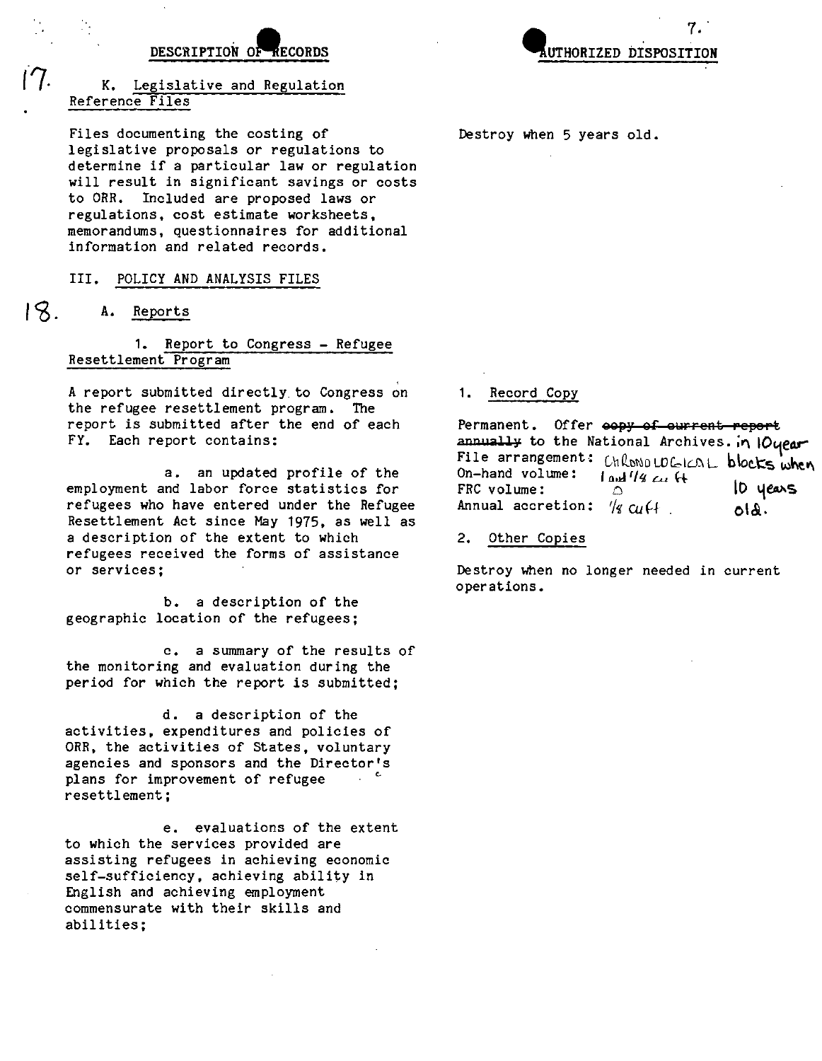| DESCRIPTION OF RECORDS | AUTHORIZED DISPOSITION |
|---|---|
| 17. K. Legislative and Regulation Reference Files | |
| Files documenting the costing of legislative proposals or regulations to determine if a particular law or regulation will result in significant savings or costs to ORR. Included are proposed laws or regulations, cost estimate worksheets, memorandums, questionnaires for additional information and related records. | Destroy when 5 years old. |
| III. POLICY AND ANALYSIS FILES | |
| 18. A. Reports | |
| 1. Report to Congress - Refugee Resettlement Program | |
| A report submitted directly to Congress on the refugee resettlement program. The report is submitted after the end of each FY. Each report contains: | 1. Record Copy<br><br>Permanent. Offer ~~copy of current report annually~~ to the National Archives. in 10year chronological blocks when 10 years old.<br>File arrangement: Chronological<br>On-hand volume: 1 and 1/4 cu ft<br>FRC volume: 0<br>Annual accretion: 1/4 cu ft. |
| a. an updated profile of the employment and labor force statistics for refugees who have entered under the Refugee Resettlement Act since May 1975, as well as a description of the extent to which refugees received the forms of assistance or services; | 2. Other Copies<br><br>Destroy when no longer needed in current operations. |
| b. a description of the geographic location of the refugees; | |
| c. a summary of the results of the monitoring and evaluation during the period for which the report is submitted; | |
| d. a description of the activities, expenditures and policies of ORR, the activities of States, voluntary agencies and sponsors and the Director's plans for improvement of refugee resettlement; | |
| e. evaluations of the extent to which the services provided are assisting refugees in achieving economic self-sufficiency, achieving ability in English and achieving employment commensurate with their skills and abilities; | |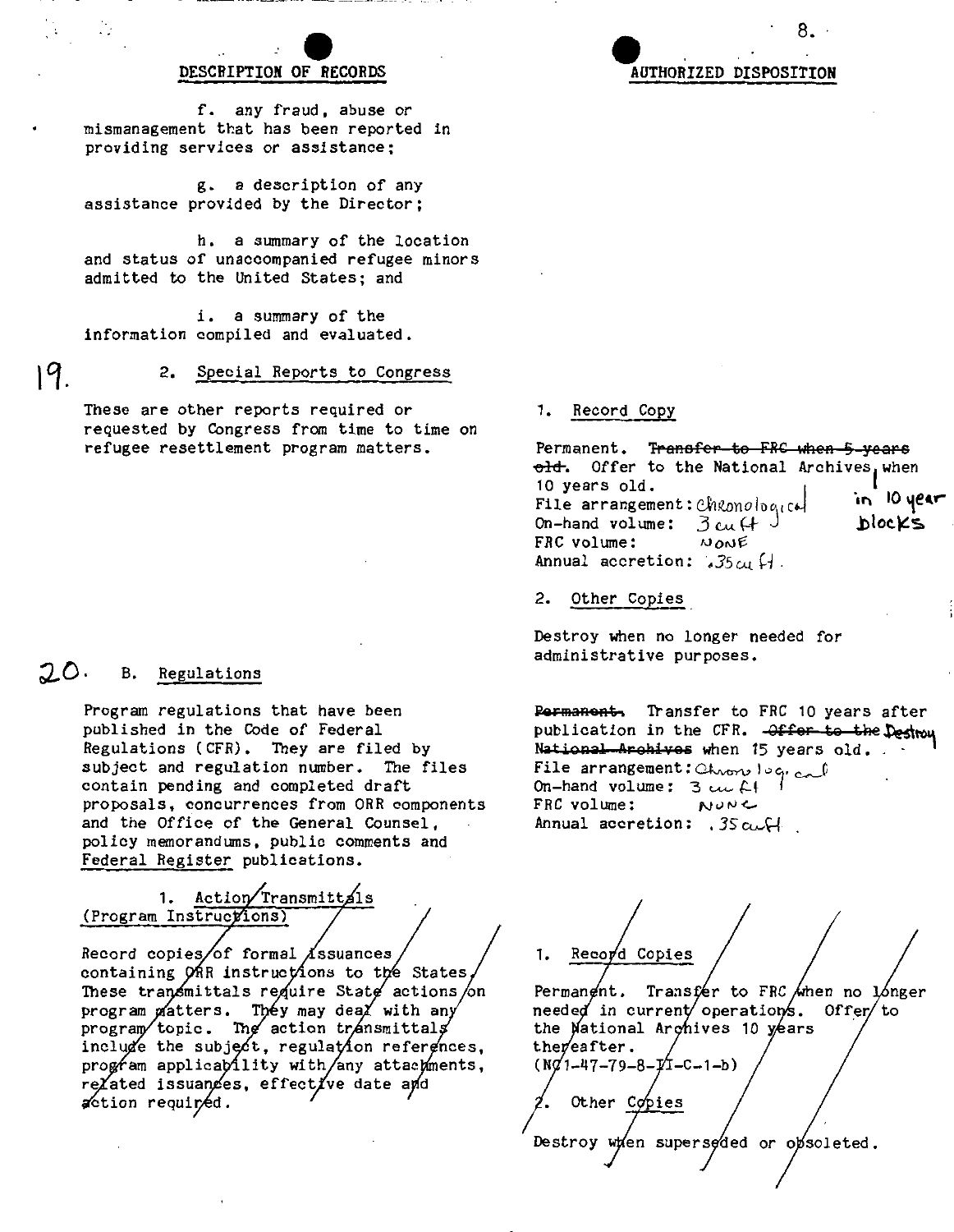| DESCRIPTION OF RECORDS | AUTHORIZED DISPOSITION |
|---|---|
| f. any fraud, abuse or mismanagement that has been reported in providing services or assistance; | |
| g. a description of any assistance provided by the Director; | |
| h. a summary of the location and status of unaccompanied refugee minors admitted to the United States; and | |
| i. a summary of the information compiled and evaluated. | |
| 19. 2. Special Reports to Congress<br><br>These are other reports required or requested by Congress from time to time on refugee resettlement program matters. | 1. Record Copy<br><br>Permanent. ~~Transfer to FRC when 5 years old.~~ Offer to the National Archives, in 10 year blocks when 10 years old.<br>File arrangement: Chronological<br>On-hand volume: 3 cu ft<br>FRC volume: NONE<br>Annual accretion: .35 cu ft.<br><br>2. Other Copies<br><br>Destroy when no longer needed for administrative purposes. |
| 20. B. Regulations<br><br>Program regulations that have been published in the Code of Federal Regulations (CFR). They are filed by subject and regulation number. The files contain pending and completed draft proposals, concurrences from ORR components and the Office of the General Counsel, policy memorandums, public comments and Federal Register publications. | ~~Permanent.~~ Transfer to FRC 10 years after publication in the CFR. ~~Offer to the National Archives~~ Destroy when 15 years old.<br>File arrangement: Chronological<br>On-hand volume: 3 cu ft<br>FRC volume: NONE<br>Annual accretion: .35 cu ft. |
| ~~1. Action/Transmittals (Program Instructions)~~<br><br>~~Record copies of formal issuances containing ORR instructions to the States. These transmittals require State actions on program matters. They may deal with any program topic. The action transmittals include the subject, regulation references, program applicability with any attachments, related issuances, effective date and action required.~~ | ~~1. Record Copies~~<br><br>~~Permanent. Transfer to FRC when no longer needed in current operations. Offer to the National Archives 10 years thereafter. (NC1-47-79-8-II-C-1-b)~~<br><br>~~2. Other Copies~~<br><br>~~Destroy when superseded or obsoleted.~~ |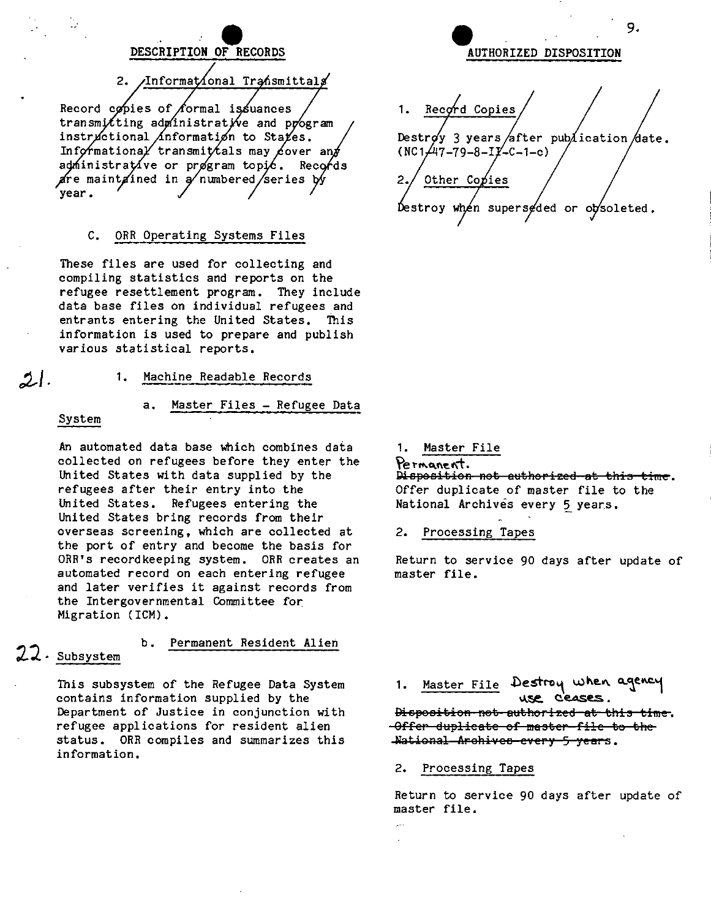| DESCRIPTION OF RECORDS | AUTHORIZED DISPOSITION |
|---|---|
| 2. Informational Transmittals<br><br>Record copies of formal issuances transmitting administrative and program instructional information to States. Informational transmittals may cover any administrative or program topic. Records are maintained in a numbered series by year. | 1. Record Copies<br><br>Destroy 3 years after publication date. (NC1-47-79-8-II-C-1-c)<br><br>2. Other Copies<br><br>Destroy when superseded or obsoleted. |
| C. ORR Operating Systems Files<br><br>These files are used for collecting and compiling statistics and reports on the refugee resettlement program. They include data base files on individual refugees and entrants entering the United States. This information is used to prepare and publish various statistical reports. | |
| 21. 1. Machine Readable Records<br><br>a. Master Files - Refugee Data System<br><br>An automated data base which combines data collected on refugees before they enter the United States with data supplied by the refugees after their entry into the United States. Refugees entering the United States bring records from their overseas screening, which are collected at the port of entry and become the basis for ORR's recordkeeping system. ORR creates an automated record on each entering refugee and later verifies it against records from the Intergovernmental Committee for Migration (ICM). | 1. Master File<br><br>Permanent.<br>~~Disposition not authorized at this time.~~<br>Offer duplicate of master file to the National Archives every 5 years.<br><br>2. Processing Tapes<br><br>Return to service 90 days after update of master file. |
| 22. b. Permanent Resident Alien Subsystem<br><br>This subsystem of the Refugee Data System contains information supplied by the Department of Justice in conjunction with refugee applications for resident alien status. ORR compiles and summarizes this information. | 1. Master File Destroy when agency use ceases.<br>~~Disposition not authorized at this time. Offer duplicate of master file to the National Archives every 5 years.~~<br><br>2. Processing Tapes<br><br>Return to service 90 days after update of master file. |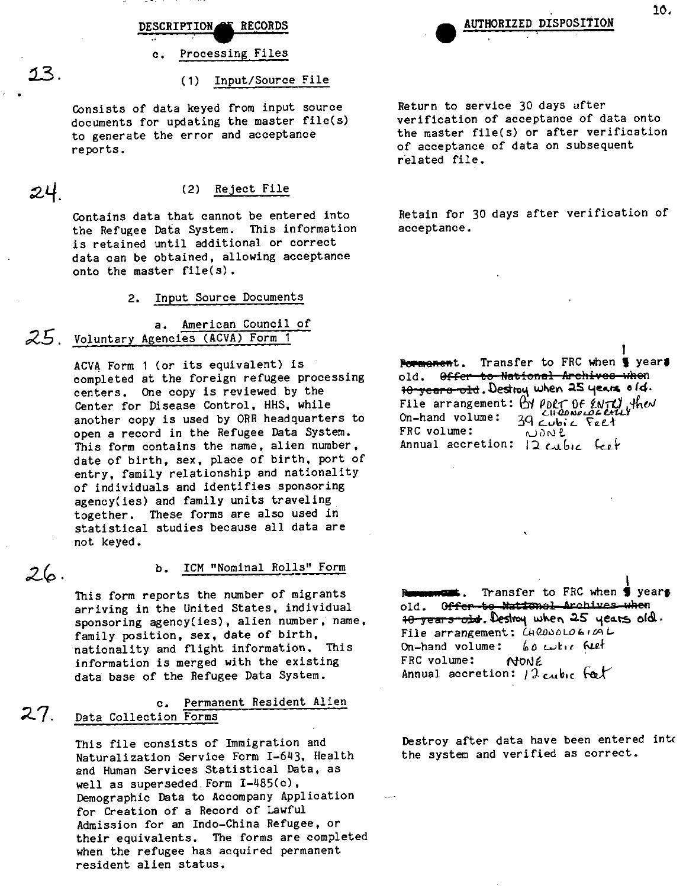| DESCRIPTION OF RECORDS | AUTHORIZED DISPOSITION |
|---|---|
| **c. Processing Files** | |
| **23.** (1) Input/Source File<br><br>Consists of data keyed from input source documents for updating the master file(s) to generate the error and acceptance reports. | Return to service 30 days after verification of acceptance of data onto the master file(s) or after verification of acceptance of data on subsequent related file. |
| **24.** (2) Reject File<br><br>Contains data that cannot be entered into the Refugee Data System. This information is retained until additional or correct data can be obtained, allowing acceptance onto the master file(s). | Retain for 30 days after verification of acceptance. |
| **2. Input Source Documents** | |
| **25.** a. American Council of Voluntary Agencies (ACVA) Form 1<br><br>ACVA Form 1 (or its equivalent) is completed at the foreign refugee processing centers. One copy is reviewed by the Center for Disease Control, HHS, while another copy is used by ORR headquarters to open a record in the Refugee Data System. This form contains the name, alien number, date of birth, sex, place of birth, port of entry, family relationship and nationality of individuals and identifies sponsoring agency(ies) and family units traveling together. These forms are also used in statistical studies because all data are not keyed. | ~~Permanent~~. Transfer to FRC when 1 year old. ~~Offer to National Archives when 10 years old~~. Destroy when 25 years old.<br>File arrangement: By port of entry, then chronologically<br>On-hand volume: 39 cubic feet<br>FRC volume: None<br>Annual accretion: 12 cubic feet |
| **26.** b. ICM "Nominal Rolls" Form<br><br>This form reports the number of migrants arriving in the United States, individual sponsoring agency(ies), alien number, name, family position, sex, date of birth, nationality and flight information. This information is merged with the existing data base of the Refugee Data System. | ~~Permanent~~. Transfer to FRC when 1 year old. ~~Offer to National Archives when 10 years old~~. Destroy when 25 years old.<br>File arrangement: Chronological<br>On-hand volume: 60 cubic feet<br>FRC volume: None<br>Annual accretion: 12 cubic feet |
| **27.** c. Permanent Resident Alien Data Collection Forms<br><br>This file consists of Immigration and Naturalization Service Form I-643, Health and Human Services Statistical Data, as well as superseded Form I-485(c), Demographic Data to Accompany Application for Creation of a Record of Lawful Admission for an Indo-China Refugee, or their equivalents. The forms are completed when the refugee has acquired permanent resident alien status. | Destroy after data have been entered into the system and verified as correct. |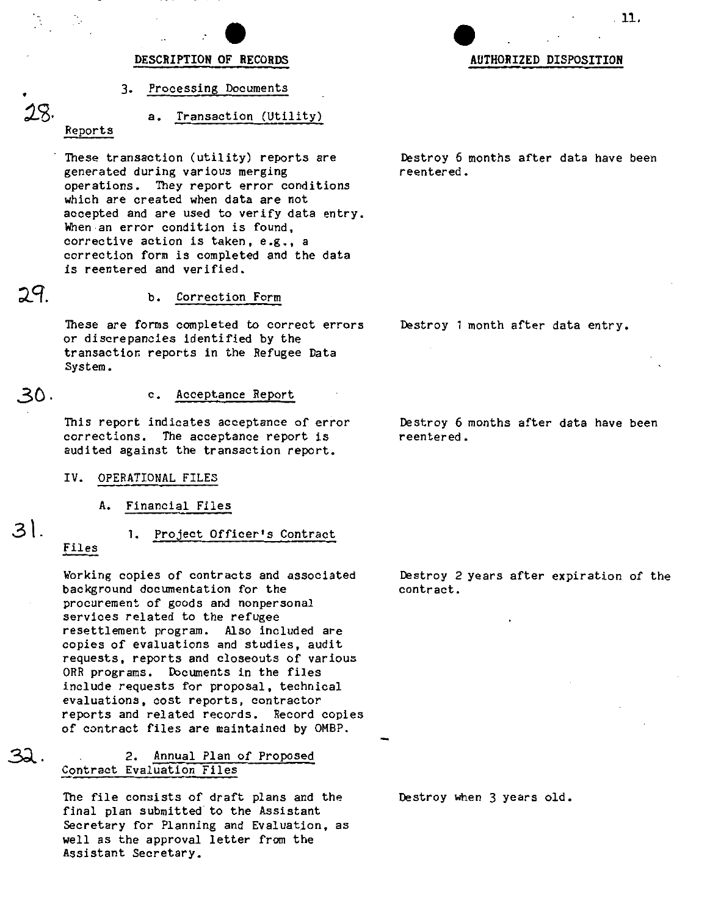| DESCRIPTION OF RECORDS | AUTHORIZED DISPOSITION |
|---|---|
| 3. Processing Documents | |
| 28. a. Transaction (Utility) Reports<br><br>These transaction (utility) reports are generated during various merging operations. They report error conditions which are created when data are not accepted and are used to verify data entry. When an error condition is found, corrective action is taken, e.g., a correction form is completed and the data is reentered and verified. | Destroy 6 months after data have been reentered. |
| 29. b. Correction Form<br><br>These are forms completed to correct errors or discrepancies identified by the transaction reports in the Refugee Data System. | Destroy 1 month after data entry. |
| 30. c. Acceptance Report<br><br>This report indicates acceptance of error corrections. The acceptance report is audited against the transaction report. | Destroy 6 months after data have been reentered. |
| IV. OPERATIONAL FILES | |
| A. Financial Files | |
| 31. 1. Project Officer's Contract Files<br><br>Working copies of contracts and associated background documentation for the procurement of goods and nonpersonal services related to the refugee resettlement program. Also included are copies of evaluations and studies, audit requests, reports and closeouts of various ORR programs. Documents in the files include requests for proposal, technical evaluations, cost reports, contractor reports and related records. Record copies of contract files are maintained by OMBP. | Destroy 2 years after expiration of the contract. |
| 32. 2. Annual Plan of Proposed Contract Evaluation Files<br><br>The file consists of draft plans and the final plan submitted to the Assistant Secretary for Planning and Evaluation, as well as the approval letter from the Assistant Secretary. | Destroy when 3 years old. |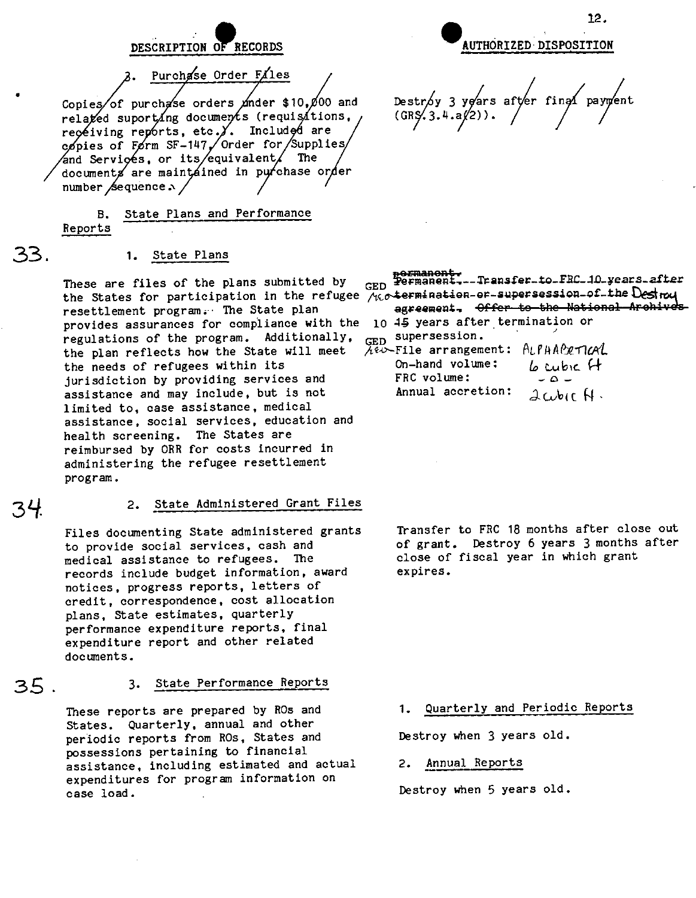| DESCRIPTION OF RECORDS | AUTHORIZED DISPOSITION |
|---|---|
| 3. Purchase Order Files<br><br>Copies of purchase orders under $10,000 and related suporting documents (requisitions, receiving reports, etc.). Included are copies of Form SF-147, Order for Supplies and Services, or its equivalent. The documents are maintained in purchase order number sequence. | Destroy 3 years after final payment (GRS 3.4.a(2)). |
| **B. State Plans and Performance Reports** | |
| 33. 1. State Plans<br><br>These are files of the plans submitted by the States for participation in the refugee resettlement program. The State plan provides assurances for compliance with the regulations of the program. Additionally, the plan reflects how the State will meet the needs of refugees within its jurisdiction by providing services and assistance and may include, but is not limited to, case assistance, medical assistance, social services, education and health screening. The States are reimbursed by ORR for costs incurred in administering the refugee resettlement program. | ~~permanent.~~ ~~Permanent. Transfer to FRC 10 years after termination or supersession of the agreement.~~ ~~Offer to the National Archives~~ Destroy 10 ~~15~~ years after termination or supersession.<br><br>File arrangement: Alphabetical<br>On-hand volume: 6 cubic ft<br>FRC volume: -0-<br>Annual accretion: 2 cubic ft. |
| 34. 2. State Administered Grant Files<br><br>Files documenting State administered grants to provide social services, cash and medical assistance to refugees. The records include budget information, award notices, progress reports, letters of credit, correspondence, cost allocation plans, State estimates, quarterly performance expenditure reports, final expenditure report and other related documents. | Transfer to FRC 18 months after close out of grant. Destroy 6 years 3 months after close of fiscal year in which grant expires. |
| 35. 3. State Performance Reports<br><br>These reports are prepared by ROs and States. Quarterly, annual and other periodic reports from ROs, States and possessions pertaining to financial assistance, including estimated and actual expenditures for program information on case load. | 1. Quarterly and Periodic Reports<br><br>Destroy when 3 years old.<br><br>2. Annual Reports<br><br>Destroy when 5 years old. |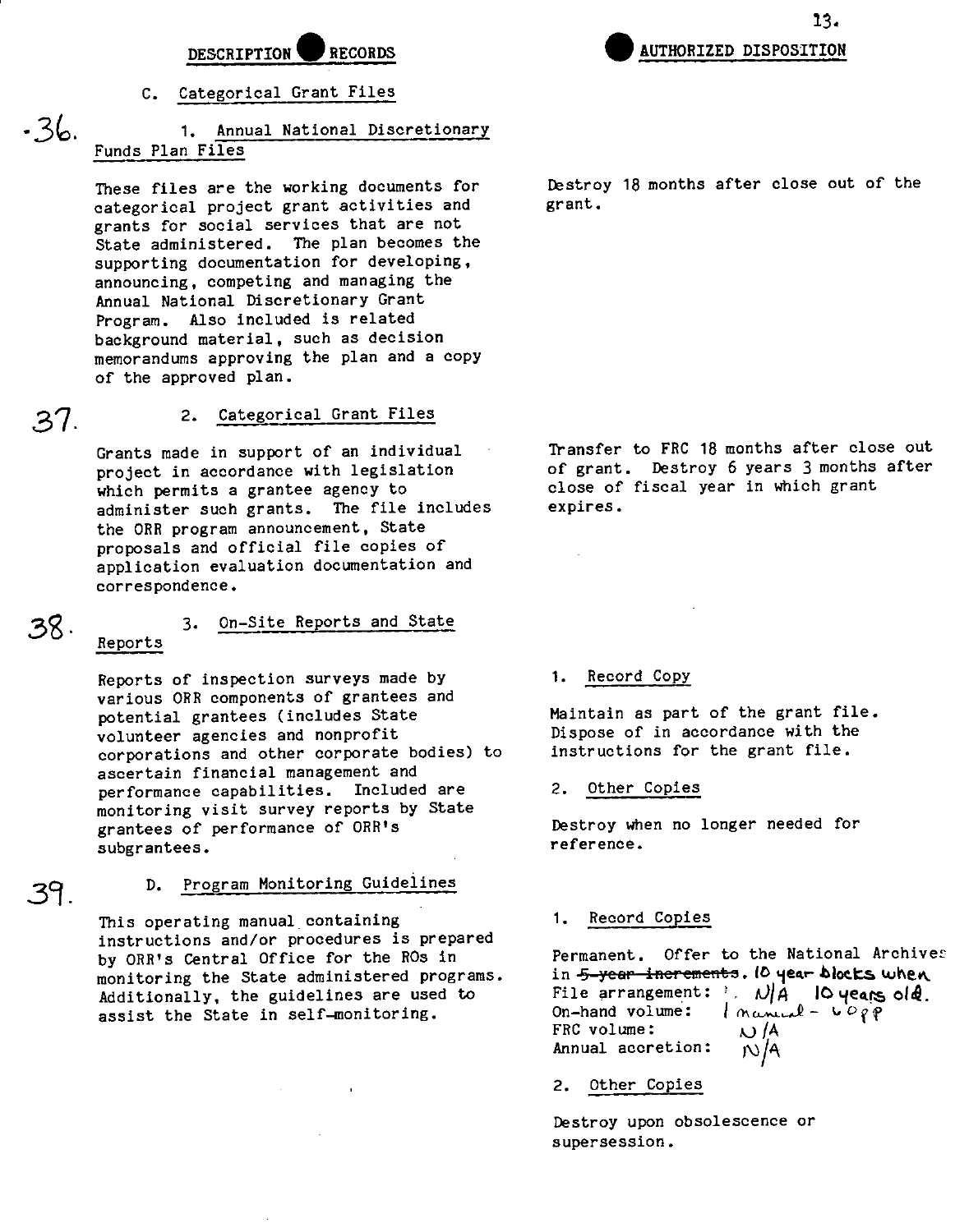| DESCRIPTION OF RECORDS | AUTHORIZED DISPOSITION |
|---|---|
| **C. Categorical Grant Files** | |
| **36.** 1. Annual National Discretionary Funds Plan Files<br><br>These files are the working documents for categorical project grant activities and grants for social services that are not State administered. The plan becomes the supporting documentation for developing, announcing, competing and managing the Annual National Discretionary Grant Program. Also included is related background material, such as decision memorandums approving the plan and a copy of the approved plan. | Destroy 18 months after close out of the grant. |
| **37.** 2. Categorical Grant Files<br><br>Grants made in support of an individual project in accordance with legislation which permits a grantee agency to administer such grants. The file includes the ORR program announcement, State proposals and official file copies of application evaluation documentation and correspondence. | Transfer to FRC 18 months after close out of grant. Destroy 6 years 3 months after close of fiscal year in which grant expires. |
| **38.** 3. On-Site Reports and State Reports<br><br>Reports of inspection surveys made by various ORR components of grantees and potential grantees (includes State volunteer agencies and nonprofit corporations and other corporate bodies) to ascertain financial management and performance capabilities. Included are monitoring visit survey reports by State grantees of performance of ORR's subgrantees. | 1. Record Copy<br><br>Maintain as part of the grant file. Dispose of in accordance with the instructions for the grant file.<br><br>2. Other Copies<br><br>Destroy when no longer needed for reference. |
| **39.** D. Program Monitoring Guidelines<br><br>This operating manual containing instructions and/or procedures is prepared by ORR's Central Office for the ROs in monitoring the State administered programs. Additionally, the guidelines are used to assist the State in self-monitoring. | 1. Record Copies<br><br>Permanent. Offer to the National Archives in ~~5-year increments~~. 10 year blocks when 10 years old.<br>File arrangement: N/A<br>On-hand volume: 1 manual - 60pp<br>FRC volume: N/A<br>Annual accretion: N/A<br><br>2. Other Copies<br><br>Destroy upon obsolescence or supersession. |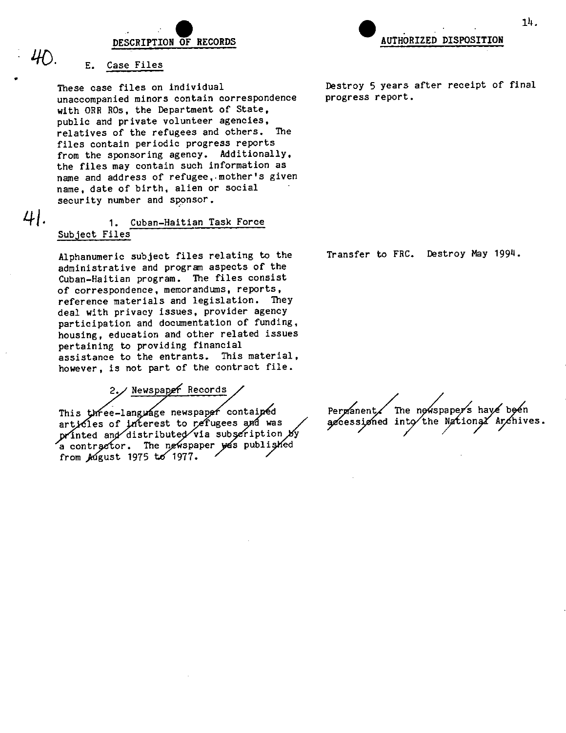| DESCRIPTION OF RECORDS | AUTHORIZED DISPOSITION |
|---|---|
| 40. E. Case Files | |
| These case files on individual unaccompanied minors contain correspondence with ORR ROs, the Department of State, public and private volunteer agencies, relatives of the refugees and others. The files contain periodic progress reports from the sponsoring agency. Additionally, the files may contain such information as name and address of refugee, mother's given name, date of birth, alien or social security number and sponsor. | Destroy 5 years after receipt of final progress report. |
| 41. 1. Cuban-Haitian Task Force Subject Files | |
| Alphanumeric subject files relating to the administrative and program aspects of the Cuban-Haitian program. The files consist of correspondence, memorandums, reports, reference materials and legislation. They deal with privacy issues, provider agency participation and documentation of funding, housing, education and other related issues pertaining to providing financial assistance to the entrants. This material, however, is not part of the contract file. | Transfer to FRC. Destroy May 1994. |
| ~~2. Newspaper Records~~ | |
| ~~This three-language newspaper contained articles of interest to refugees and was printed and distributed via subscription by a contractor. The newspaper was published from August 1975 to 1977.~~ | ~~Permanent. The newspapers have been accessioned into the National Archives.~~ |